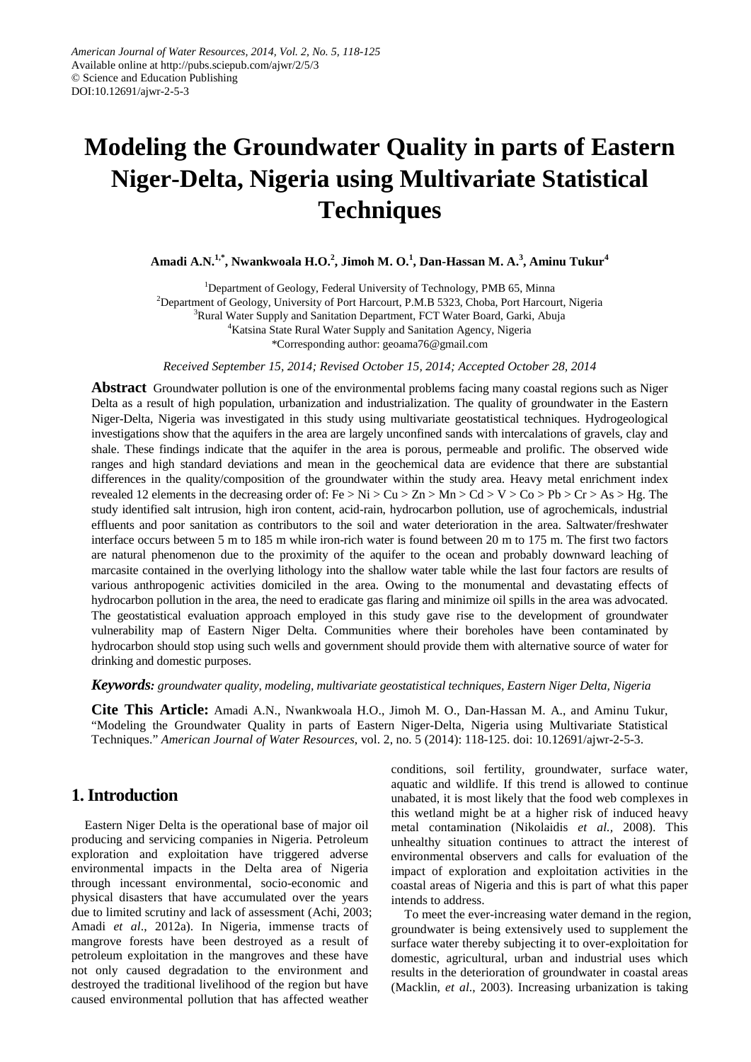American Journal of Water Resources, 2014, Vol. 2, No. 5, 118-125
Available online at http://pubs.sciepub.com/ajwr/2/5/3
© Science and Education Publishing
DOI:10.12691/ajwr-2-5-3

# Modeling the Groundwater Quality in parts of Eastern Niger-Delta, Nigeria using Multivariate Statistical Techniques

**Amadi A.N.[1,*], Nwankwoala H.O.[2], Jimoh M. O.[1], Dan-Hassan M. A.[3], Aminu Tukur[4]**

[1]Department of Geology, Federal University of Technology, PMB 65, Minna
[2]Department of Geology, University of Port Harcourt, P.M.B 5323, Choba, Port Harcourt, Nigeria
[3]Rural Water Supply and Sanitation Department, FCT Water Board, Garki, Abuja
[4]Katsina State Rural Water Supply and Sanitation Agency, Nigeria
*Corresponding author: geoama76@gmail.com

*Received September 15, 2014; Revised October 15, 2014; Accepted October 28, 2014*

**Abstract** Groundwater pollution is one of the environmental problems facing many coastal regions such as Niger Delta as a result of high population, urbanization and industrialization. The quality of groundwater in the Eastern Niger-Delta, Nigeria was investigated in this study using multivariate geostatistical techniques. Hydrogeological investigations show that the aquifers in the area are largely unconfined sands with intercalations of gravels, clay and shale. These findings indicate that the aquifer in the area is porous, permeable and prolific. The observed wide ranges and high standard deviations and mean in the geochemical data are evidence that there are substantial differences in the quality/composition of the groundwater within the study area. Heavy metal enrichment index revealed 12 elements in the decreasing order of: Fe > Ni > Cu > Zn > Mn > Cd > V > Co > Pb > Cr > As > Hg. The study identified salt intrusion, high iron content, acid-rain, hydrocarbon pollution, use of agrochemicals, industrial effluents and poor sanitation as contributors to the soil and water deterioration in the area. Saltwater/freshwater interface occurs between 5 m to 185 m while iron-rich water is found between 20 m to 175 m. The first two factors are natural phenomenon due to the proximity of the aquifer to the ocean and probably downward leaching of marcasite contained in the overlying lithology into the shallow water table while the last four factors are results of various anthropogenic activities domiciled in the area. Owing to the monumental and devastating effects of hydrocarbon pollution in the area, the need to eradicate gas flaring and minimize oil spills in the area was advocated. The geostatistical evaluation approach employed in this study gave rise to the development of groundwater vulnerability map of Eastern Niger Delta. Communities where their boreholes have been contaminated by hydrocarbon should stop using such wells and government should provide them with alternative source of water for drinking and domestic purposes.

***Keywords:*** *groundwater quality, modeling, multivariate geostatistical techniques, Eastern Niger Delta, Nigeria*

**Cite This Article:** Amadi A.N., Nwankwoala H.O., Jimoh M. O., Dan-Hassan M. A., and Aminu Tukur, "Modeling the Groundwater Quality in parts of Eastern Niger-Delta, Nigeria using Multivariate Statistical Techniques." *American Journal of Water Resources*, vol. 2, no. 5 (2014): 118-125. doi: 10.12691/ajwr-2-5-3.

## 1. Introduction

Eastern Niger Delta is the operational base of major oil producing and servicing companies in Nigeria. Petroleum exploration and exploitation have triggered adverse environmental impacts in the Delta area of Nigeria through incessant environmental, socio-economic and physical disasters that have accumulated over the years due to limited scrutiny and lack of assessment (Achi, 2003; Amadi *et al*., 2012a). In Nigeria, immense tracts of mangrove forests have been destroyed as a result of petroleum exploitation in the mangroves and these have not only caused degradation to the environment and destroyed the traditional livelihood of the region but have caused environmental pollution that has affected weather conditions, soil fertility, groundwater, surface water, aquatic and wildlife. If this trend is allowed to continue unabated, it is most likely that the food web complexes in this wetland might be at a higher risk of induced heavy metal contamination (Nikolaidis *et al.*, 2008). This unhealthy situation continues to attract the interest of environmental observers and calls for evaluation of the impact of exploration and exploitation activities in the coastal areas of Nigeria and this is part of what this paper intends to address.

To meet the ever-increasing water demand in the region, groundwater is being extensively used to supplement the surface water thereby subjecting it to over-exploitation for domestic, agricultural, urban and industrial uses which results in the deterioration of groundwater in coastal areas (Macklin, *et al*., 2003). Increasing urbanization is taking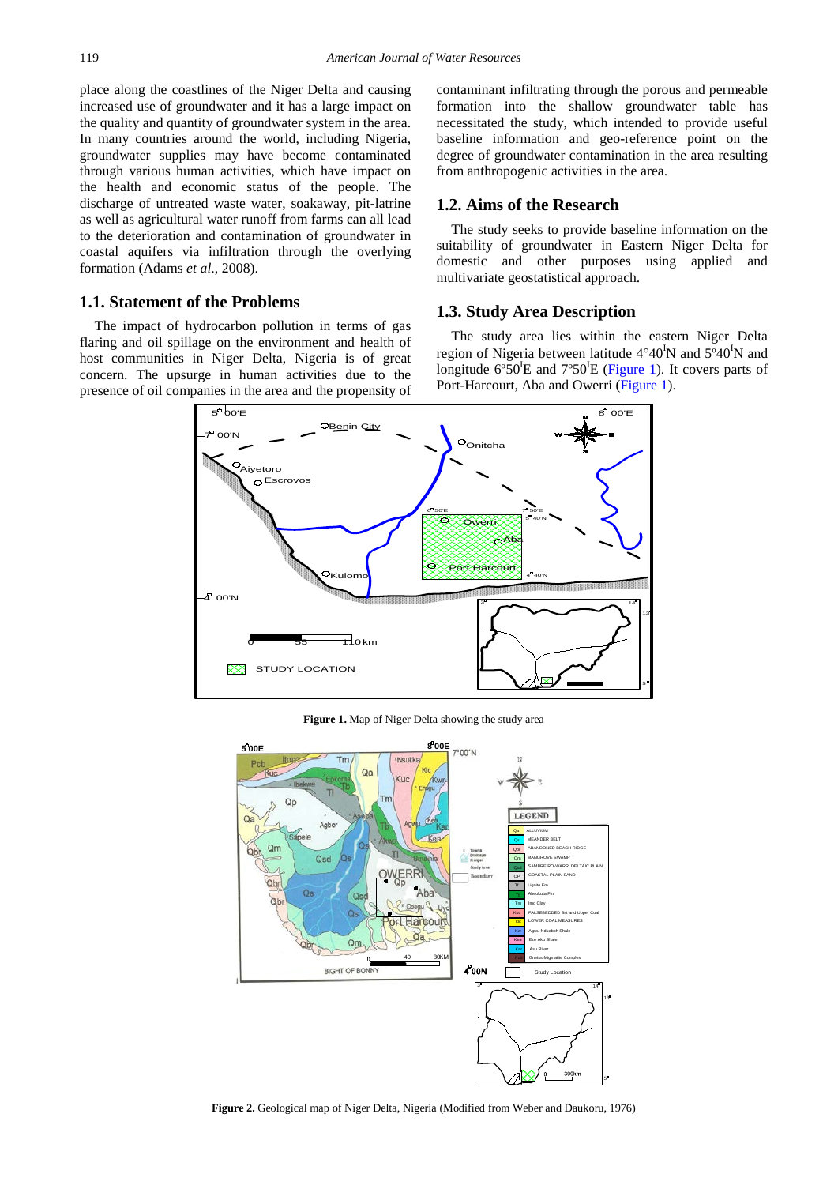place along the coastlines of the Niger Delta and causing increased use of groundwater and it has a large impact on the quality and quantity of groundwater system in the area. In many countries around the world, including Nigeria, groundwater supplies may have become contaminated through various human activities, which have impact on the health and economic status of the people. The discharge of untreated waste water, soakaway, pit-latrine as well as agricultural water runoff from farms can all lead to the deterioration and contamination of groundwater in coastal aquifers via infiltration through the overlying formation (Adams *et al*., 2008).

### 1.1. Statement of the Problems

The impact of hydrocarbon pollution in terms of gas flaring and oil spillage on the environment and health of host communities in Niger Delta, Nigeria is of great concern. The upsurge in human activities due to the presence of oil companies in the area and the propensity of contaminant infiltrating through the porous and permeable formation into the shallow groundwater table has necessitated the study, which intended to provide useful baseline information and geo-reference point on the degree of groundwater contamination in the area resulting from anthropogenic activities in the area.

### 1.2. Aims of the Research

The study seeks to provide baseline information on the suitability of groundwater in Eastern Niger Delta for domestic and other purposes using applied and multivariate geostatistical approach.

### 1.3. Study Area Description

The study area lies within the eastern Niger Delta region of Nigeria between latitude 4°40'N and 5°40'N and longitude 6°50'E and 7°50'E (Figure 1). It covers parts of Port-Harcourt, Aba and Owerri (Figure 1).

**Figure 1.** Map of Niger Delta showing the study area

**Figure 2.** Geological map of Niger Delta, Nigeria (Modified from Weber and Daukoru, 1976)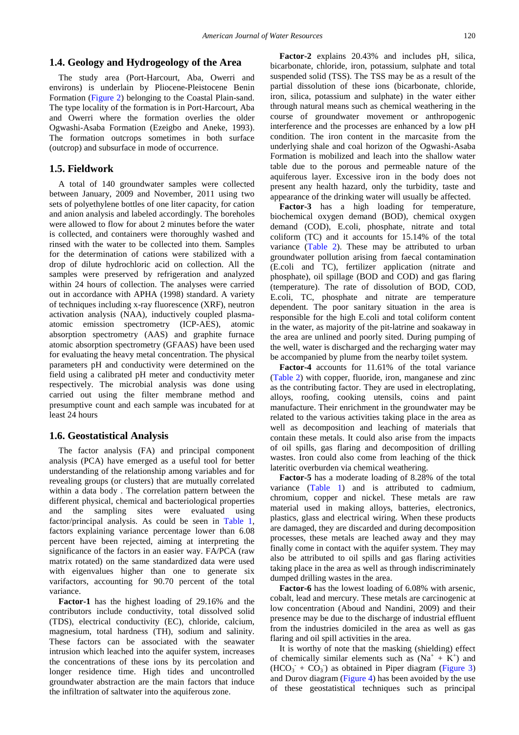### 1.4. Geology and Hydrogeology of the Area

The study area (Port-Harcourt, Aba, Owerri and environs) is underlain by Pliocene-Pleistocene Benin Formation (Figure 2) belonging to the Coastal Plain-sand. The type locality of the formation is in Port-Harcourt, Aba and Owerri where the formation overlies the older Ogwashi-Asaba Formation (Ezeigbo and Aneke, 1993). The formation outcrops sometimes in both surface (outcrop) and subsurface in mode of occurrence.

### 1.5. Fieldwork

A total of 140 groundwater samples were collected between January, 2009 and November, 2011 using two sets of polyethylene bottles of one liter capacity, for cation and anion analysis and labeled accordingly. The boreholes were allowed to flow for about 2 minutes before the water is collected, and containers were thoroughly washed and rinsed with the water to be collected into them. Samples for the determination of cations were stabilized with a drop of dilute hydrochloric acid on collection. All the samples were preserved by refrigeration and analyzed within 24 hours of collection. The analyses were carried out in accordance with APHA (1998) standard. A variety of techniques including x-ray fluorescence (XRF), neutron activation analysis (NAA), inductively coupled plasma-atomic emission spectrometry (ICP-AES), atomic absorption spectrometry (AAS) and graphite furnace atomic absorption spectrometry (GFAAS) have been used for evaluating the heavy metal concentration. The physical parameters pH and conductivity were determined on the field using a calibrated pH meter and conductivity meter respectively. The microbial analysis was done using carried out using the filter membrane method and presumptive count and each sample was incubated for at least 24 hours

### 1.6. Geostatistical Analysis

The factor analysis (FA) and principal component analysis (PCA) have emerged as a useful tool for better understanding of the relationship among variables and for revealing groups (or clusters) that are mutually correlated within a data body . The correlation pattern between the different physical, chemical and bacteriological properties and the sampling sites were evaluated using factor/principal analysis. As could be seen in Table 1, factors explaining variance percentage lower than 6.08 percent have been rejected, aiming at interpreting the significance of the factors in an easier way. FA/PCA (raw matrix rotated) on the same standardized data were used with eigenvalues higher than one to generate six varifactors, accounting for 90.70 percent of the total variance.

**Factor-1** has the highest loading of 29.16% and the contributors include conductivity, total dissolved solid (TDS), electrical conductivity (EC), chloride, calcium, magnesium, total hardness (TH), sodium and salinity. These factors can be associated with the seawater intrusion which leached into the aquifer system, increases the concentrations of these ions by its percolation and longer residence time. High tides and uncontrolled groundwater abstraction are the main factors that induce the infiltration of saltwater into the aquiferous zone.

**Factor-2** explains 20.43% and includes pH, silica, bicarbonate, chloride, iron, potassium, sulphate and total suspended solid (TSS). The TSS may be as a result of the partial dissolution of these ions (bicarbonate, chloride, iron, silica, potassium and sulphate) in the water either through natural means such as chemical weathering in the course of groundwater movement or anthropogenic interference and the processes are enhanced by a low pH condition. The iron content in the marcasite from the underlying shale and coal horizon of the Ogwashi-Asaba Formation is mobilized and leach into the shallow water table due to the porous and permeable nature of the aquiferous layer. Excessive iron in the body does not present any health hazard, only the turbidity, taste and appearance of the drinking water will usually be affected.

**Factor-3** has a high loading for temperature, biochemical oxygen demand (BOD), chemical oxygen demand (COD), E.coli, phosphate, nitrate and total coliform (TC) and it accounts for 15.14% of the total variance (Table 2). These may be attributed to urban groundwater pollution arising from faecal contamination (E.coli and TC), fertilizer application (nitrate and phosphate), oil spillage (BOD and COD) and gas flaring (temperature). The rate of dissolution of BOD, COD, E.coli, TC, phosphate and nitrate are temperature dependent. The poor sanitary situation in the area is responsible for the high E.coli and total coliform content in the water, as majority of the pit-latrine and soakaway in the area are unlined and poorly sited. During pumping of the well, water is discharged and the recharging water may be accompanied by plume from the nearby toilet system.

**Factor-4** accounts for 11.61% of the total variance (Table 2) with copper, fluoride, iron, manganese and zinc as the contributing factor. They are used in electroplating, alloys, roofing, cooking utensils, coins and paint manufacture. Their enrichment in the groundwater may be related to the various activities taking place in the area as well as decomposition and leaching of materials that contain these metals. It could also arise from the impacts of oil spills, gas flaring and decomposition of drilling wastes. Iron could also come from leaching of the thick lateritic overburden via chemical weathering.

**Factor-5** has a moderate loading of 8.28% of the total variance (Table 1) and is attributed to cadmium, chromium, copper and nickel. These metals are raw material used in making alloys, batteries, electronics, plastics, glass and electrical wiring. When these products are damaged, they are discarded and during decomposition processes, these metals are leached away and they may finally come in contact with the aquifer system. They may also be attributed to oil spills and gas flaring activities taking place in the area as well as through indiscriminately dumped drilling wastes in the area.

**Factor-6** has the lowest loading of 6.08% with arsenic, cobalt, lead and mercury. These metals are carcinogenic at low concentration (Adoud and Nandini, 2009) and their presence may be due to the discharge of industrial effluent from the industries domiciled in the area as well as gas flaring and oil spill activities in the area.

It is worthy of note that the masking (shielding) effect of chemically similar elements such as ($Na^{+}$ + $K^{+}$) and ($HCO_3^{-}$ + $CO_3^{-}$) as obtained in Piper diagram (Figure 3) and Durov diagram (Figure 4) has been avoided by the use of these geostatistical techniques such as principal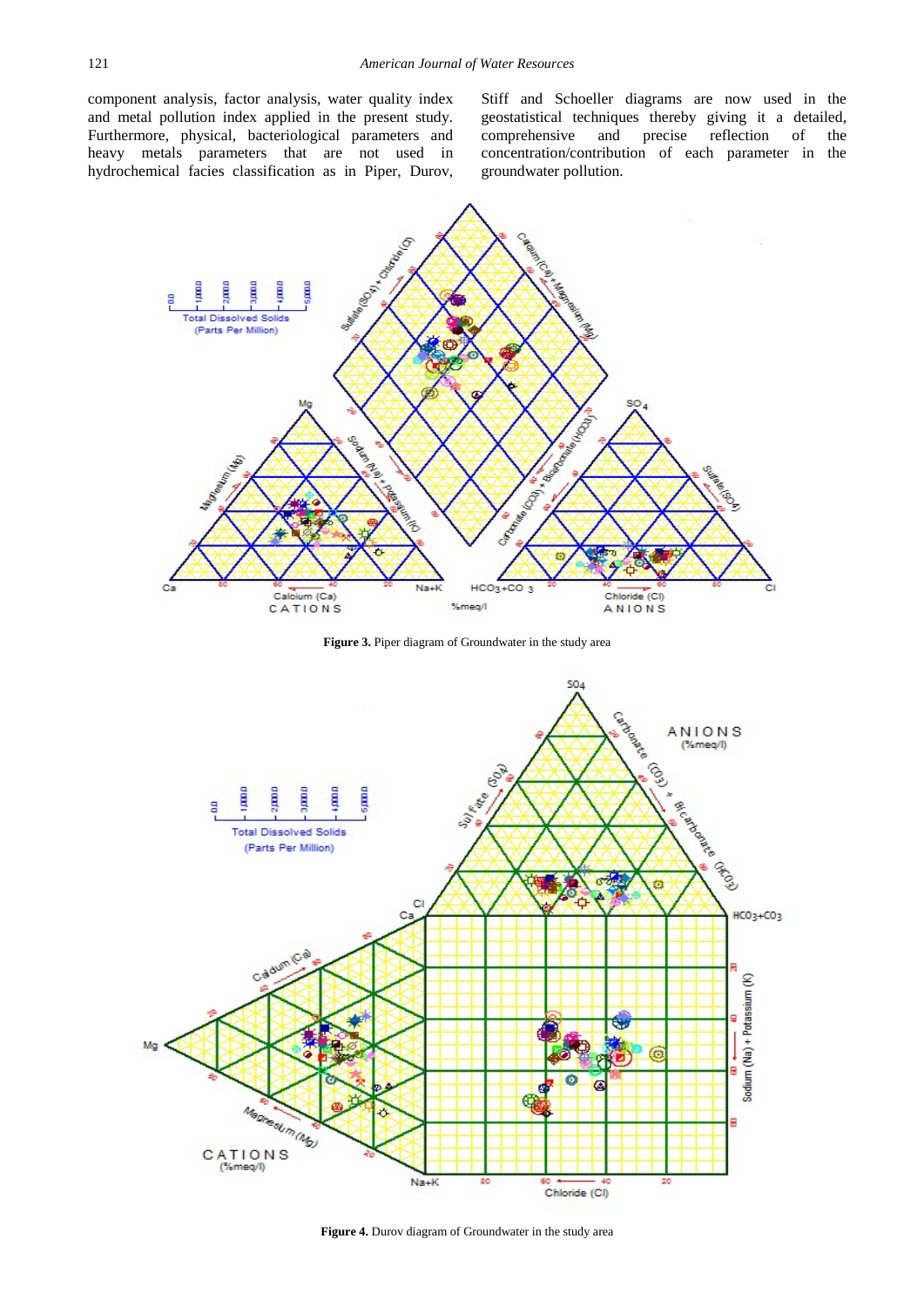component analysis, factor analysis, water quality index and metal pollution index applied in the present study. Furthermore, physical, bacteriological parameters and heavy metals parameters that are not used in hydrochemical facies classification as in Piper, Durov, Stiff and Schoeller diagrams are now used in the geostatistical techniques thereby giving it a detailed, comprehensive and precise reflection of the concentration/contribution of each parameter in the groundwater pollution.

**Figure 3.** Piper diagram of Groundwater in the study area

**Figure 4.** Durov diagram of Groundwater in the study area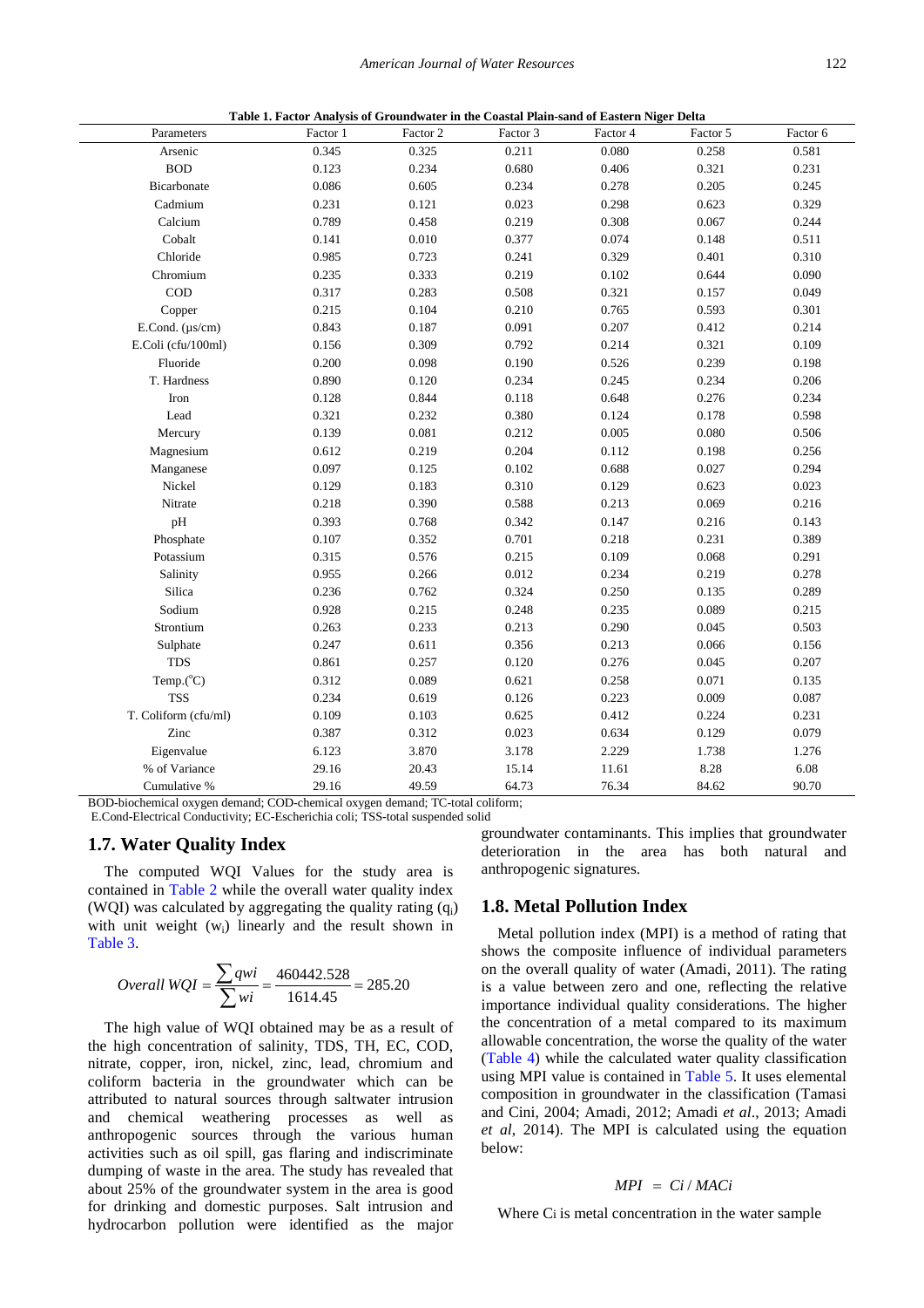**Table 1. Factor Analysis of Groundwater in the Coastal Plain-sand of Eastern Niger Delta**

| Parameters | Factor 1 | Factor 2 | Factor 3 | Factor 4 | Factor 5 | Factor 6 |
|---|---|---|---|---|---|---|
| Arsenic | 0.345 | 0.325 | 0.211 | 0.080 | 0.258 | 0.581 |
| BOD | 0.123 | 0.234 | 0.680 | 0.406 | 0.321 | 0.231 |
| Bicarbonate | 0.086 | 0.605 | 0.234 | 0.278 | 0.205 | 0.245 |
| Cadmium | 0.231 | 0.121 | 0.023 | 0.298 | 0.623 | 0.329 |
| Calcium | 0.789 | 0.458 | 0.219 | 0.308 | 0.067 | 0.244 |
| Cobalt | 0.141 | 0.010 | 0.377 | 0.074 | 0.148 | 0.511 |
| Chloride | 0.985 | 0.723 | 0.241 | 0.329 | 0.401 | 0.310 |
| Chromium | 0.235 | 0.333 | 0.219 | 0.102 | 0.644 | 0.090 |
| COD | 0.317 | 0.283 | 0.508 | 0.321 | 0.157 | 0.049 |
| Copper | 0.215 | 0.104 | 0.210 | 0.765 | 0.593 | 0.301 |
| E.Cond. (µs/cm) | 0.843 | 0.187 | 0.091 | 0.207 | 0.412 | 0.214 |
| E.Coli (cfu/100ml) | 0.156 | 0.309 | 0.792 | 0.214 | 0.321 | 0.109 |
| Fluoride | 0.200 | 0.098 | 0.190 | 0.526 | 0.239 | 0.198 |
| T. Hardness | 0.890 | 0.120 | 0.234 | 0.245 | 0.234 | 0.206 |
| Iron | 0.128 | 0.844 | 0.118 | 0.648 | 0.276 | 0.234 |
| Lead | 0.321 | 0.232 | 0.380 | 0.124 | 0.178 | 0.598 |
| Mercury | 0.139 | 0.081 | 0.212 | 0.005 | 0.080 | 0.506 |
| Magnesium | 0.612 | 0.219 | 0.204 | 0.112 | 0.198 | 0.256 |
| Manganese | 0.097 | 0.125 | 0.102 | 0.688 | 0.027 | 0.294 |
| Nickel | 0.129 | 0.183 | 0.310 | 0.129 | 0.623 | 0.023 |
| Nitrate | 0.218 | 0.390 | 0.588 | 0.213 | 0.069 | 0.216 |
| pH | 0.393 | 0.768 | 0.342 | 0.147 | 0.216 | 0.143 |
| Phosphate | 0.107 | 0.352 | 0.701 | 0.218 | 0.231 | 0.389 |
| Potassium | 0.315 | 0.576 | 0.215 | 0.109 | 0.068 | 0.291 |
| Salinity | 0.955 | 0.266 | 0.012 | 0.234 | 0.219 | 0.278 |
| Silica | 0.236 | 0.762 | 0.324 | 0.250 | 0.135 | 0.289 |
| Sodium | 0.928 | 0.215 | 0.248 | 0.235 | 0.089 | 0.215 |
| Strontium | 0.263 | 0.233 | 0.213 | 0.290 | 0.045 | 0.503 |
| Sulphate | 0.247 | 0.611 | 0.356 | 0.213 | 0.066 | 0.156 |
| TDS | 0.861 | 0.257 | 0.120 | 0.276 | 0.045 | 0.207 |
| Temp.(°C) | 0.312 | 0.089 | 0.621 | 0.258 | 0.071 | 0.135 |
| TSS | 0.234 | 0.619 | 0.126 | 0.223 | 0.009 | 0.087 |
| T. Coliform (cfu/ml) | 0.109 | 0.103 | 0.625 | 0.412 | 0.224 | 0.231 |
| Zinc | 0.387 | 0.312 | 0.023 | 0.634 | 0.129 | 0.079 |
| Eigenvalue | 6.123 | 3.870 | 3.178 | 2.229 | 1.738 | 1.276 |
| % of Variance | 29.16 | 20.43 | 15.14 | 11.61 | 8.28 | 6.08 |
| Cumulative % | 29.16 | 49.59 | 64.73 | 76.34 | 84.62 | 90.70 |

BOD-biochemical oxygen demand; COD-chemical oxygen demand; TC-total coliform;
E.Cond-Electrical Conductivity; EC-Escherichia coli; TSS-total suspended solid

## 1.7. Water Quality Index

The computed WQI Values for the study area is contained in Table 2 while the overall water quality index (WQI) was calculated by aggregating the quality rating ($q_i$) with unit weight ($w_i$) linearly and the result shown in Table 3.

$$Overall\ WQI = \frac{\sum qwi}{\sum wi} = \frac{460442.528}{1614.45} = 285.20$$

The high value of WQI obtained may be as a result of the high concentration of salinity, TDS, TH, EC, COD, nitrate, copper, iron, nickel, zinc, lead, chromium and coliform bacteria in the groundwater which can be attributed to natural sources through saltwater intrusion and chemical weathering processes as well as anthropogenic sources through the various human activities such as oil spill, gas flaring and indiscriminate dumping of waste in the area. The study has revealed that about 25% of the groundwater system in the area is good for drinking and domestic purposes. Salt intrusion and hydrocarbon pollution were identified as the major groundwater contaminants. This implies that groundwater deterioration in the area has both natural and anthropogenic signatures.

## 1.8. Metal Pollution Index

Metal pollution index (MPI) is a method of rating that shows the composite influence of individual parameters on the overall quality of water (Amadi, 2011). The rating is a value between zero and one, reflecting the relative importance individual quality considerations. The higher the concentration of a metal compared to its maximum allowable concentration, the worse the quality of the water (Table 4) while the calculated water quality classification using MPI value is contained in Table 5. It uses elemental composition in groundwater in the classification (Tamasi and Cini, 2004; Amadi, 2012; Amadi *et al*., 2013; Amadi *et al*, 2014). The MPI is calculated using the equation below:

$$MPI = Ci / MACi$$

Where Ci is metal concentration in the water sample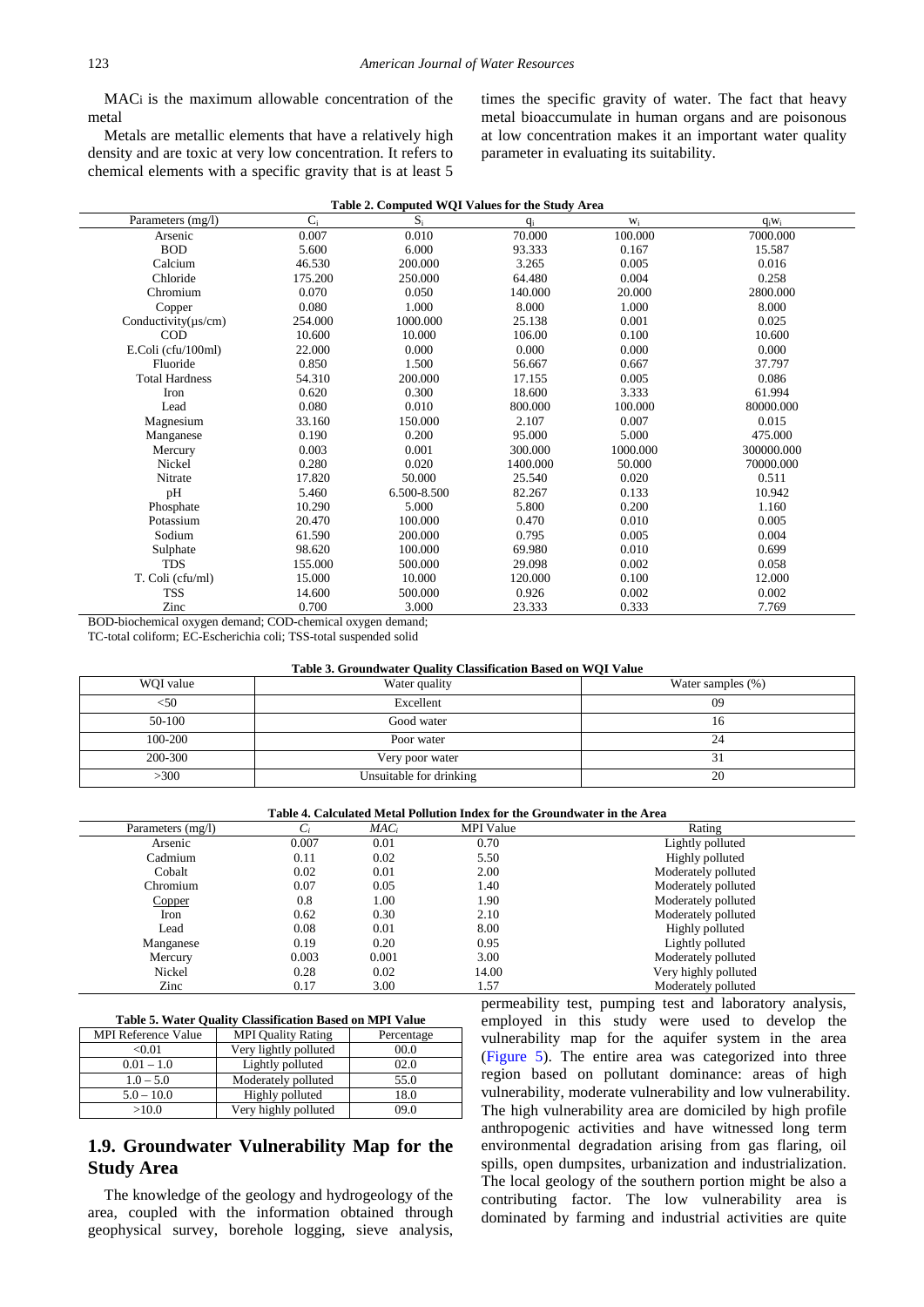$MAC_i$ is the maximum allowable concentration of the metal

Metals are metallic elements that have a relatively high density and are toxic at very low concentration. It refers to chemical elements with a specific gravity that is at least 5 times the specific gravity of water. The fact that heavy metal bioaccumulate in human organs and are poisonous at low concentration makes it an important water quality parameter in evaluating its suitability.

**Table 2. Computed WQI Values for the Study Area**

| Parameters (mg/l) | $C_i$ | $S_i$ | $q_i$ | $w_i$ | $q_iw_i$ |
|---|---|---|---|---|---|
| Arsenic | 0.007 | 0.010 | 70.000 | 100.000 | 7000.000 |
| BOD | 5.600 | 6.000 | 93.333 | 0.167 | 15.587 |
| Calcium | 46.530 | 200.000 | 3.265 | 0.005 | 0.016 |
| Chloride | 175.200 | 250.000 | 64.480 | 0.004 | 0.258 |
| Chromium | 0.070 | 0.050 | 140.000 | 20.000 | 2800.000 |
| Copper | 0.080 | 1.000 | 8.000 | 1.000 | 8.000 |
| Conductivity(µs/cm) | 254.000 | 1000.000 | 25.138 | 0.001 | 0.025 |
| COD | 10.600 | 10.000 | 106.00 | 0.100 | 10.600 |
| E.Coli (cfu/100ml) | 22.000 | 0.000 | 0.000 | 0.000 | 0.000 |
| Fluoride | 0.850 | 1.500 | 56.667 | 0.667 | 37.797 |
| Total Hardness | 54.310 | 200.000 | 17.155 | 0.005 | 0.086 |
| Iron | 0.620 | 0.300 | 18.600 | 3.333 | 61.994 |
| Lead | 0.080 | 0.010 | 800.000 | 100.000 | 80000.000 |
| Magnesium | 33.160 | 150.000 | 2.107 | 0.007 | 0.015 |
| Manganese | 0.190 | 0.200 | 95.000 | 5.000 | 475.000 |
| Mercury | 0.003 | 0.001 | 300.000 | 1000.000 | 300000.000 |
| Nickel | 0.280 | 0.020 | 1400.000 | 50.000 | 70000.000 |
| Nitrate | 17.820 | 50.000 | 25.540 | 0.020 | 0.511 |
| pH | 5.460 | 6.500-8.500 | 82.267 | 0.133 | 10.942 |
| Phosphate | 10.290 | 5.000 | 5.800 | 0.200 | 1.160 |
| Potassium | 20.470 | 100.000 | 0.470 | 0.010 | 0.005 |
| Sodium | 61.590 | 200.000 | 0.795 | 0.005 | 0.004 |
| Sulphate | 98.620 | 100.000 | 69.980 | 0.010 | 0.699 |
| TDS | 155.000 | 500.000 | 29.098 | 0.002 | 0.058 |
| T. Coli (cfu/ml) | 15.000 | 10.000 | 120.000 | 0.100 | 12.000 |
| TSS | 14.600 | 500.000 | 0.926 | 0.002 | 0.002 |
| Zinc | 0.700 | 3.000 | 23.333 | 0.333 | 7.769 |

BOD-biochemical oxygen demand; COD-chemical oxygen demand;
TC-total coliform; EC-Escherichia coli; TSS-total suspended solid

**Table 3. Groundwater Quality Classification Based on WQI Value**

| WQI value | Water quality | Water samples (%) |
|---|---|---|
| <50 | Excellent | 09 |
| 50-100 | Good water | 16 |
| 100-200 | Poor water | 24 |
| 200-300 | Very poor water | 31 |
| >300 | Unsuitable for drinking | 20 |

**Table 4. Calculated Metal Pollution Index for the Groundwater in the Area**

| Parameters (mg/l) | $C_i$ | $MAC_i$ | MPI Value | Rating |
|---|---|---|---|---|
| Arsenic | 0.007 | 0.01 | 0.70 | Lightly polluted |
| Cadmium | 0.11 | 0.02 | 5.50 | Highly polluted |
| Cobalt | 0.02 | 0.01 | 2.00 | Moderately polluted |
| Chromium | 0.07 | 0.05 | 1.40 | Moderately polluted |
| Copper | 0.8 | 1.00 | 1.90 | Moderately polluted |
| Iron | 0.62 | 0.30 | 2.10 | Moderately polluted |
| Lead | 0.08 | 0.01 | 8.00 | Highly polluted |
| Manganese | 0.19 | 0.20 | 0.95 | Lightly polluted |
| Mercury | 0.003 | 0.001 | 3.00 | Moderately polluted |
| Nickel | 0.28 | 0.02 | 14.00 | Very highly polluted |
| Zinc | 0.17 | 3.00 | 1.57 | Moderately polluted |

**Table 5. Water Quality Classification Based on MPI Value**

| MPI Reference Value | MPI Quality Rating | Percentage |
|---|---|---|
| <0.01 | Very lightly polluted | 00.0 |
| 0.01 – 1.0 | Lightly polluted | 02.0 |
| 1.0 – 5.0 | Moderately polluted | 55.0 |
| 5.0 – 10.0 | Highly polluted | 18.0 |
| >10.0 | Very highly polluted | 09.0 |

## 1.9. Groundwater Vulnerability Map for the Study Area

The knowledge of the geology and hydrogeology of the area, coupled with the information obtained through geophysical survey, borehole logging, sieve analysis, permeability test, pumping test and laboratory analysis, employed in this study were used to develop the vulnerability map for the aquifer system in the area (Figure 5). The entire area was categorized into three region based on pollutant dominance: areas of high vulnerability, moderate vulnerability and low vulnerability. The high vulnerability area are domiciled by high profile anthropogenic activities and have witnessed long term environmental degradation arising from gas flaring, oil spills, open dumpsites, urbanization and industrialization. The local geology of the southern portion might be also a contributing factor. The low vulnerability area is dominated by farming and industrial activities are quite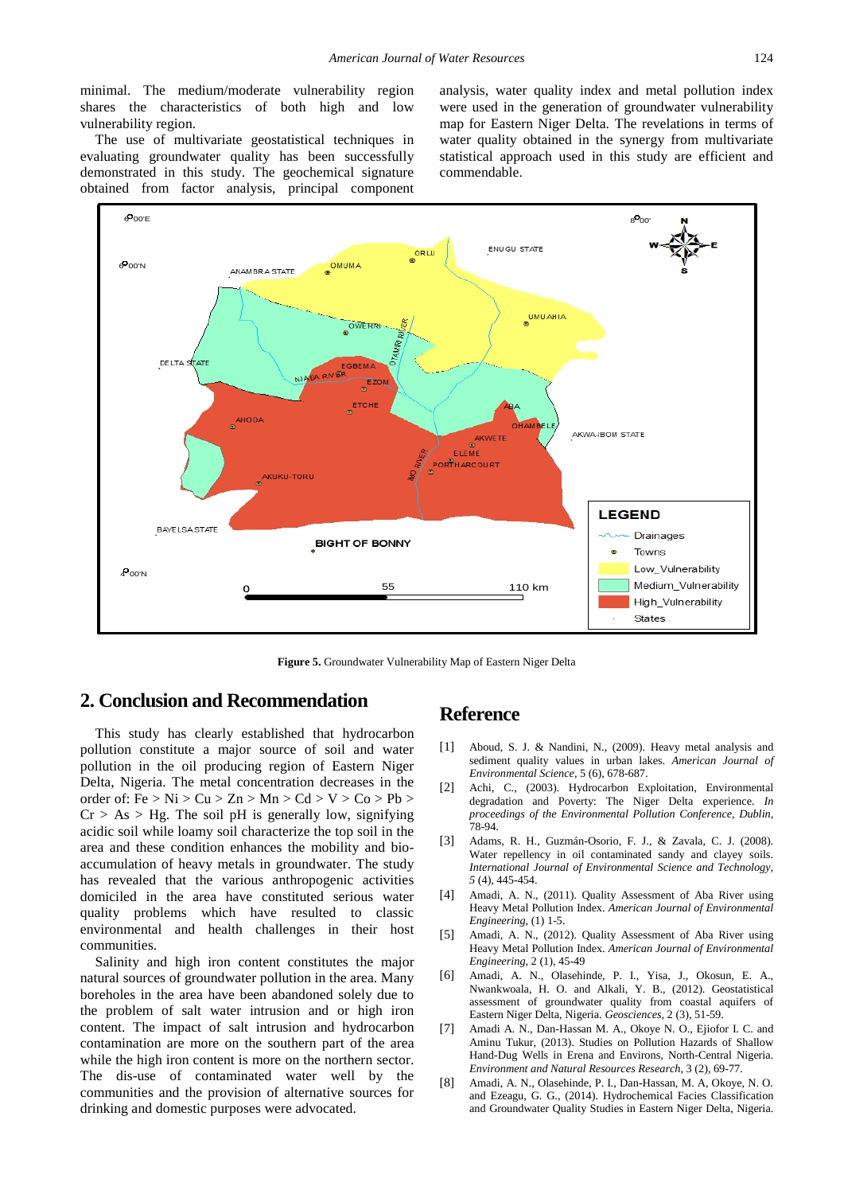minimal. The medium/moderate vulnerability region shares the characteristics of both high and low vulnerability region.

The use of multivariate geostatistical techniques in evaluating groundwater quality has been successfully demonstrated in this study. The geochemical signature obtained from factor analysis, principal component analysis, water quality index and metal pollution index were used in the generation of groundwater vulnerability map for Eastern Niger Delta. The revelations in terms of water quality obtained in the synergy from multivariate statistical approach used in this study are efficient and commendable.

**Figure 5.** Groundwater Vulnerability Map of Eastern Niger Delta

## 2. Conclusion and Recommendation

This study has clearly established that hydrocarbon pollution constitute a major source of soil and water pollution in the oil producing region of Eastern Niger Delta, Nigeria. The metal concentration decreases in the order of: Fe > Ni > Cu > Zn > Mn > Cd > V > Co > Pb > Cr > As > Hg. The soil pH is generally low, signifying acidic soil while loamy soil characterize the top soil in the area and these condition enhances the mobility and bio-accumulation of heavy metals in groundwater. The study has revealed that the various anthropogenic activities domiciled in the area have constituted serious water quality problems which have resulted to classic environmental and health challenges in their host communities.

Salinity and high iron content constitutes the major natural sources of groundwater pollution in the area. Many boreholes in the area have been abandoned solely due to the problem of salt water intrusion and or high iron content. The impact of salt intrusion and hydrocarbon contamination are more on the southern part of the area while the high iron content is more on the northern sector. The dis-use of contaminated water well by the communities and the provision of alternative sources for drinking and domestic purposes were advocated.

## Reference

[1] Aboud, S. J. & Nandini, N., (2009). Heavy metal analysis and sediment quality values in urban lakes. *American Journal of Environmental Science*, 5 (6), 678-687.

[2] Achi, C., (2003). Hydrocarbon Exploitation, Environmental degradation and Poverty: The Niger Delta experience. *In proceedings of the Environmental Pollution Conference, Dublin*, 78-94.

[3] Adams, R. H., Guzmán-Osorio, F. J., & Zavala, C. J. (2008). Water repellency in oil contaminated sandy and clayey soils. *International Journal of Environmental Science and Technology, 5* (4), 445-454.

[4] Amadi, A. N., (2011). Quality Assessment of Aba River using Heavy Metal Pollution Index. *American Journal of Environmental Engineering*, (1) 1-5.

[5] Amadi, A. N., (2012). Quality Assessment of Aba River using Heavy Metal Pollution Index. *American Journal of Environmental Engineering*, 2 (1), 45-49

[6] Amadi, A. N., Olasehinde, P. I., Yisa, J., Okosun, E. A., Nwankwoala, H. O. and Alkali, Y. B., (2012). Geostatistical assessment of groundwater quality from coastal aquifers of Eastern Niger Delta, Nigeria. *Geosciences*, 2 (3), 51-59.

[7] Amadi, A. N., Dan-Hassan M. A., Okoye N. O., Ejiofor I. C. and Aminu Tukur, (2013). Studies on Pollution Hazards of Shallow Hand-Dug Wells in Erena and Environs, North-Central Nigeria. *Environment and Natural Resources Research*, 3 (2), 69-77.

[8] Amadi, A. N., Olasehinde, P. I., Dan-Hassan, M. A, Okoye, N. O. and Ezeagu, G. G., (2014). Hydrochemical Facies Classification and Groundwater Quality Studies in Eastern Niger Delta, Nigeria.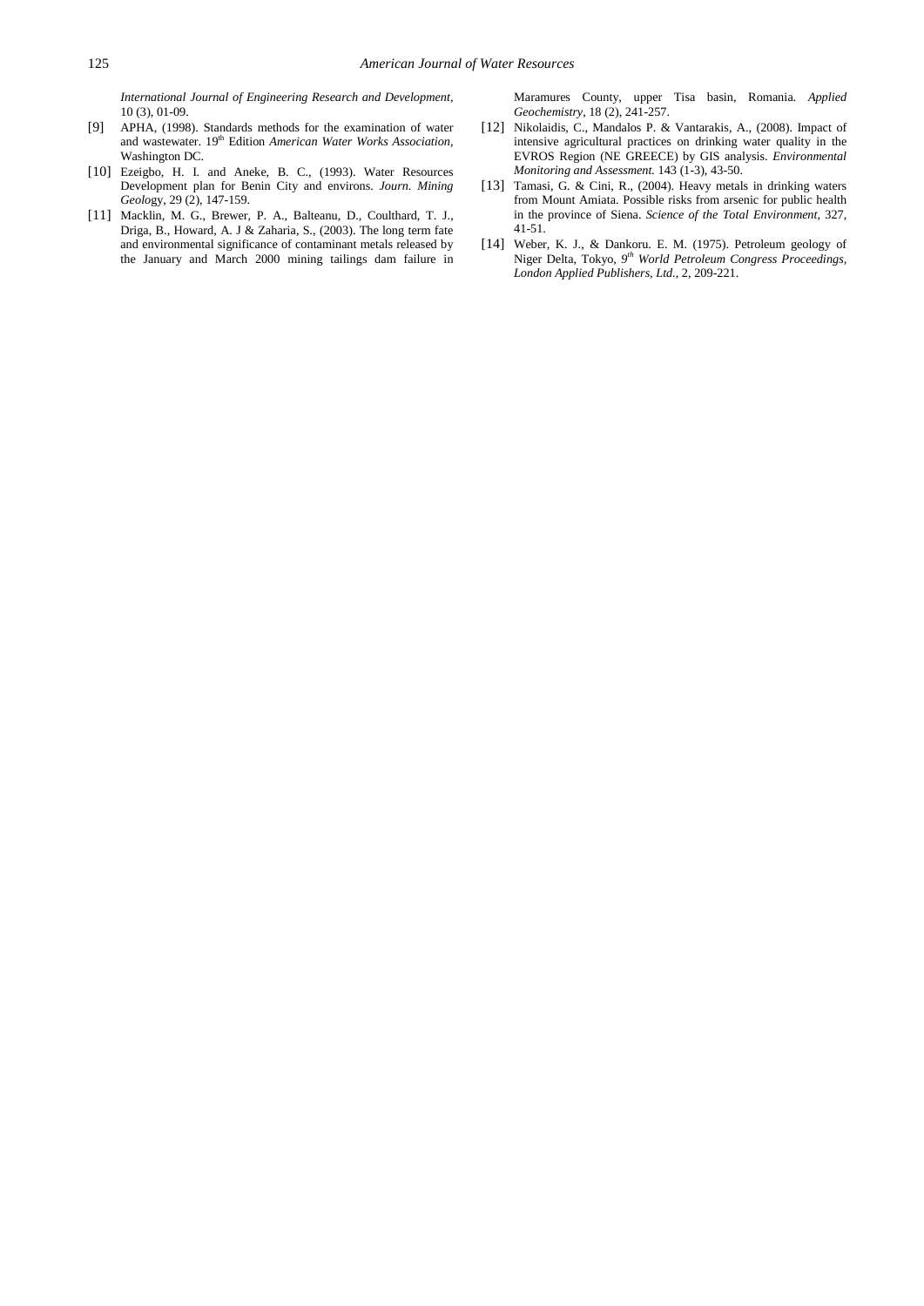*International Journal of Engineering Research and Development*, 10 (3), 01-09.

[9] APHA, (1998). Standards methods for the examination of water and wastewater. 19th Edition *American Water Works Association*, Washington DC.

[10] Ezeigbo, H. I. and Aneke, B. C., (1993). Water Resources Development plan for Benin City and environs. *Journ. Mining Geology*, 29 (2), 147-159.

[11] Macklin, M. G., Brewer, P. A., Balteanu, D., Coulthard, T. J., Driga, B., Howard, A. J & Zaharia, S., (2003). The long term fate and environmental significance of contaminant metals released by the January and March 2000 mining tailings dam failure in Maramures County, upper Tisa basin, Romania. *Applied Geochemistry*, 18 (2), 241-257.

[12] Nikolaidis, C., Mandalos P. & Vantarakis, A., (2008). Impact of intensive agricultural practices on drinking water quality in the EVROS Region (NE GREECE) by GIS analysis. *Environmental Monitoring and Assessment.* 143 (1-3), 43-50.

[13] Tamasi, G. & Cini, R., (2004). Heavy metals in drinking waters from Mount Amiata. Possible risks from arsenic for public health in the province of Siena. *Science of the Total Environment*, 327, 41-51.

[14] Weber, K. J., & Dankoru. E. M. (1975). Petroleum geology of Niger Delta, Tokyo, *9th World Petroleum Congress Proceedings, London Applied Publishers, Ltd.*, 2, 209-221.